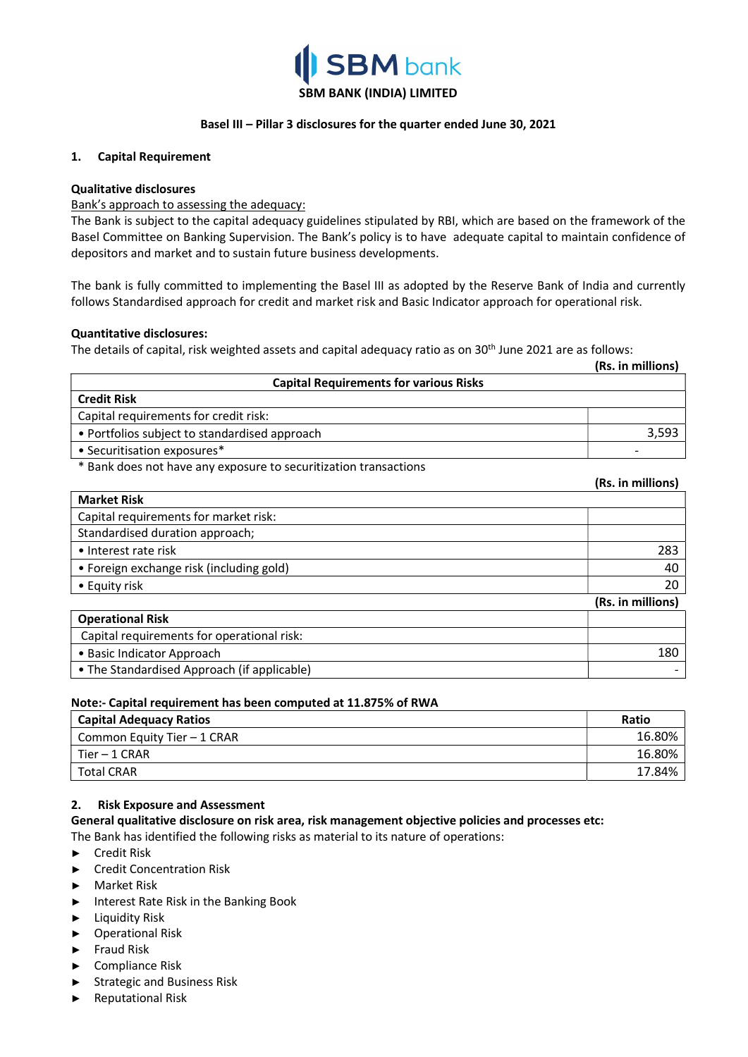# SBM BANK (INDIA) LIMITED

### Basel III – Pillar 3 disclosures for the quarter ended June 30, 2021

## 1. Capital Requirement

**Qualitative disclosures**

Bank's approach to assessing the adequacy:

The Bank is subject to the capital adequacy guidelines stipulated by RBI, which are based on the framework of the Basel Committee on Banking Supervision. The Bank's policy is to have adequate capital to maintain confidence of depositors and market and to sustain future business developments.

The bank is fully committed to implementing the Basel III as adopted by the Reserve Bank of India and currently follows Standardised approach for credit and market risk and Basic Indicator approach for operational risk.

**Quantitative disclosures:**

The details of capital, risk weighted assets and capital adequacy ratio as on 30th June 2021 are as follows:

**(Rs. in millions)**

| Capital Requirements for various Risks | |
|---|---|
| **Credit Risk** | |
| Capital requirements for credit risk: | |
| • Portfolios subject to standardised approach | 3,593 |
| • Securitisation exposures* | - |

\* Bank does not have any exposure to securitization transactions

**(Rs. in millions)**

| Market Risk | |
|---|---|
| Capital requirements for market risk: | |
| Standardised duration approach; | |
| • Interest rate risk | 283 |
| • Foreign exchange risk (including gold) | 40 |
| • Equity risk | 20 |

**(Rs. in millions)**

| Operational Risk | |
|---|---|
| Capital requirements for operational risk: | |
| • Basic Indicator Approach | 180 |
| • The Standardised Approach (if applicable) | - |

**Note:- Capital requirement has been computed at 11.875% of RWA**

| Capital Adequacy Ratios | Ratio |
|---|---|
| Common Equity Tier – 1 CRAR | 16.80% |
| Tier – 1 CRAR | 16.80% |
| Total CRAR | 17.84% |

## 2. Risk Exposure and Assessment

**General qualitative disclosure on risk area, risk management objective policies and processes etc:**

The Bank has identified the following risks as material to its nature of operations:

- Credit Risk
- Credit Concentration Risk
- Market Risk
- Interest Rate Risk in the Banking Book
- Liquidity Risk
- Operational Risk
- Fraud Risk
- Compliance Risk
- Strategic and Business Risk
- Reputational Risk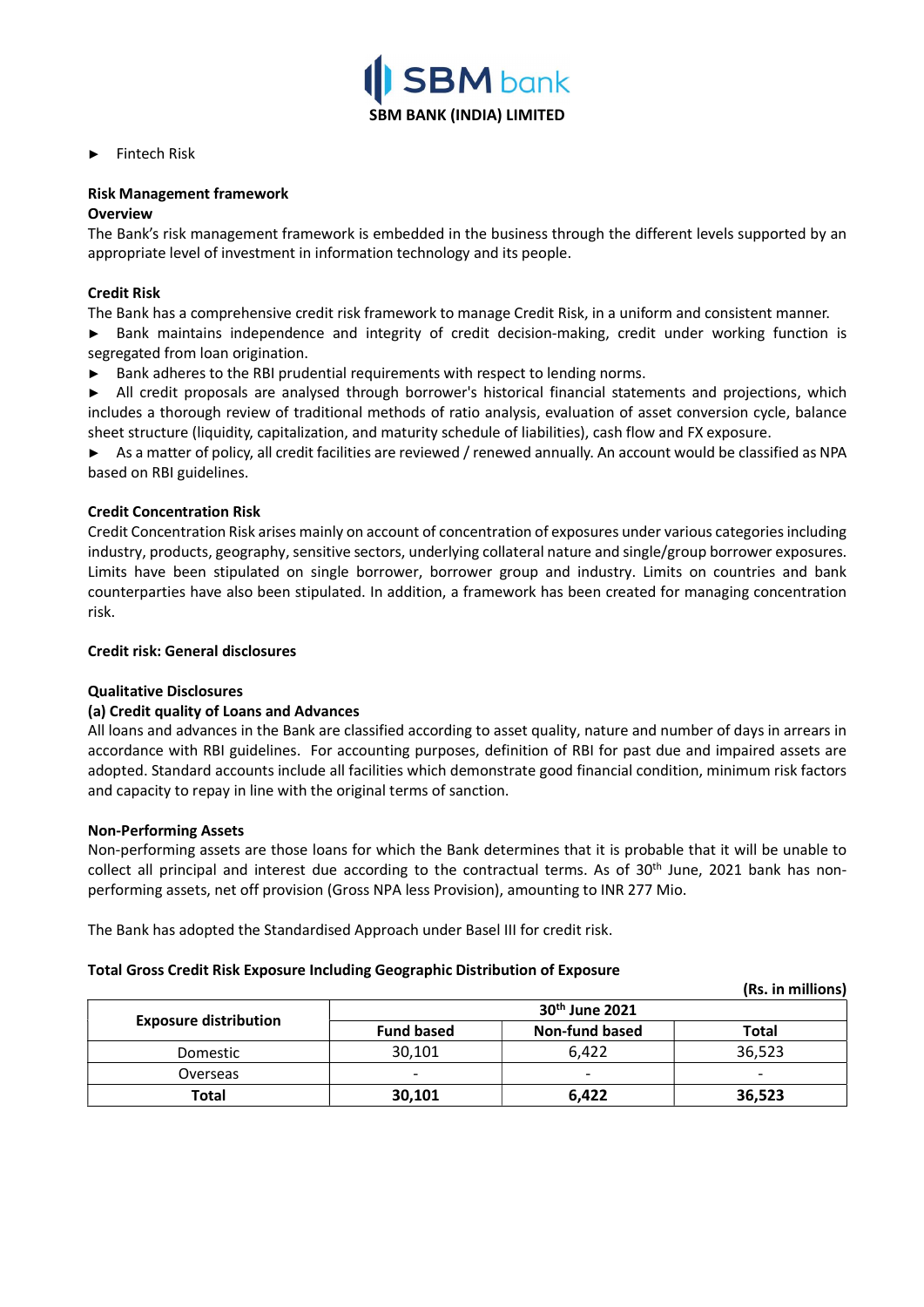► Fintech Risk

**Risk Management framework**

**Overview**

The Bank's risk management framework is embedded in the business through the different levels supported by an appropriate level of investment in information technology and its people.

**Credit Risk**

The Bank has a comprehensive credit risk framework to manage Credit Risk, in a uniform and consistent manner.

► Bank maintains independence and integrity of credit decision-making, credit under working function is segregated from loan origination.

► Bank adheres to the RBI prudential requirements with respect to lending norms.

► All credit proposals are analysed through borrower's historical financial statements and projections, which includes a thorough review of traditional methods of ratio analysis, evaluation of asset conversion cycle, balance sheet structure (liquidity, capitalization, and maturity schedule of liabilities), cash flow and FX exposure.

► As a matter of policy, all credit facilities are reviewed / renewed annually. An account would be classified as NPA based on RBI guidelines.

**Credit Concentration Risk**

Credit Concentration Risk arises mainly on account of concentration of exposures under various categories including industry, products, geography, sensitive sectors, underlying collateral nature and single/group borrower exposures. Limits have been stipulated on single borrower, borrower group and industry. Limits on countries and bank counterparties have also been stipulated. In addition, a framework has been created for managing concentration risk.

**Credit risk: General disclosures**

**Qualitative Disclosures**

**(a) Credit quality of Loans and Advances**

All loans and advances in the Bank are classified according to asset quality, nature and number of days in arrears in accordance with RBI guidelines. For accounting purposes, definition of RBI for past due and impaired assets are adopted. Standard accounts include all facilities which demonstrate good financial condition, minimum risk factors and capacity to repay in line with the original terms of sanction.

**Non-Performing Assets**

Non-performing assets are those loans for which the Bank determines that it is probable that it will be unable to collect all principal and interest due according to the contractual terms. As of 30th June, 2021 bank has non-performing assets, net off provision (Gross NPA less Provision), amounting to INR 277 Mio.

The Bank has adopted the Standardised Approach under Basel III for credit risk.

**Total Gross Credit Risk Exposure Including Geographic Distribution of Exposure**

**(Rs. in millions)**

| Exposure distribution | 30th June 2021 | | |
|---|---|---|---|
| | Fund based | Non-fund based | Total |
| Domestic | 30,101 | 6,422 | 36,523 |
| Overseas | - | - | - |
| **Total** | **30,101** | **6,422** | **36,523** |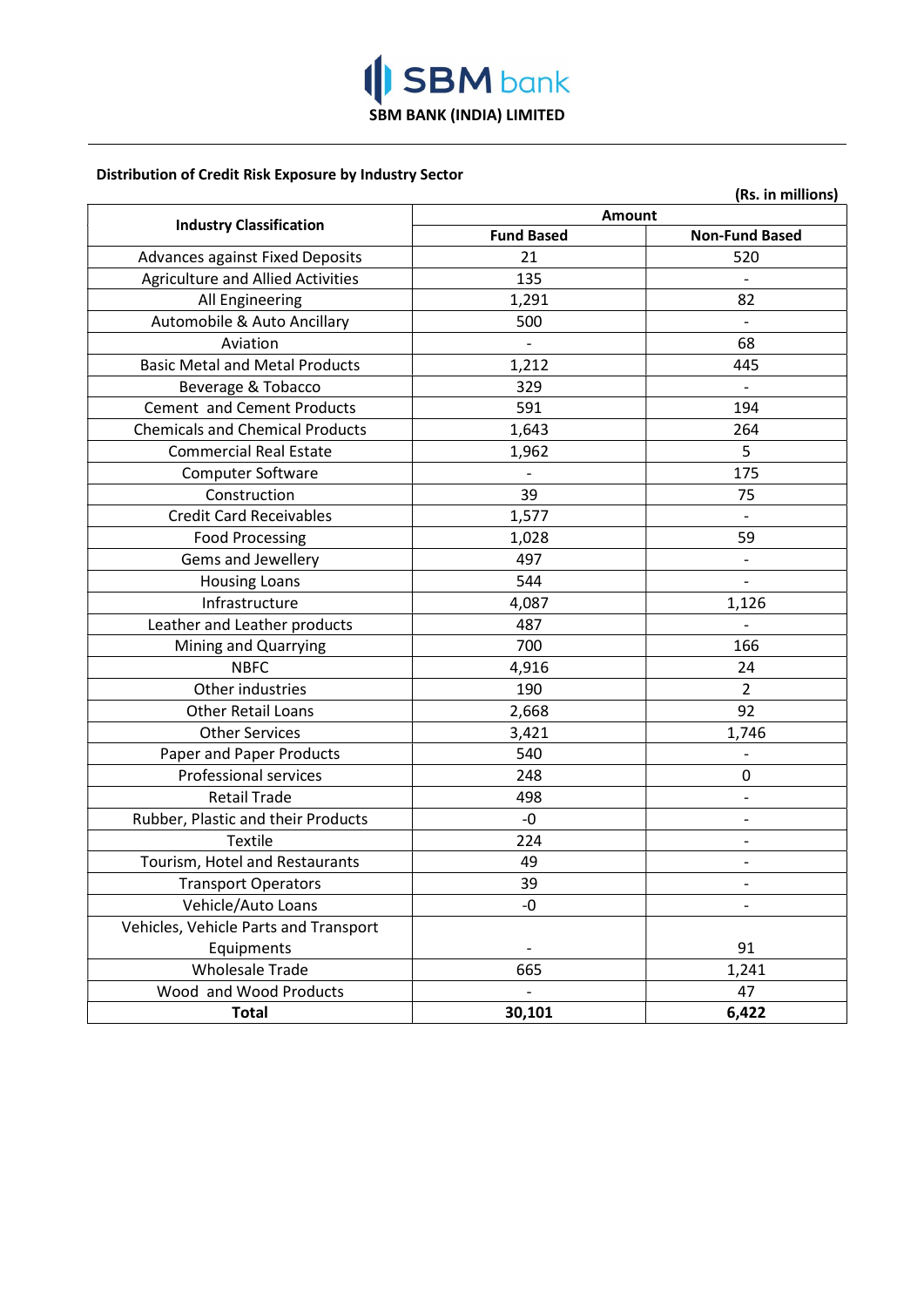**SBM BANK (INDIA) LIMITED**

**Distribution of Credit Risk Exposure by Industry Sector**

**(Rs. in millions)**

| Industry Classification | Amount | |
|---|---|---|
| | Fund Based | Non-Fund Based |
| Advances against Fixed Deposits | 21 | 520 |
| Agriculture and Allied Activities | 135 | - |
| All Engineering | 1,291 | 82 |
| Automobile & Auto Ancillary | 500 | - |
| Aviation | - | 68 |
| Basic Metal and Metal Products | 1,212 | 445 |
| Beverage & Tobacco | 329 | - |
| Cement and Cement Products | 591 | 194 |
| Chemicals and Chemical Products | 1,643 | 264 |
| Commercial Real Estate | 1,962 | 5 |
| Computer Software | - | 175 |
| Construction | 39 | 75 |
| Credit Card Receivables | 1,577 | - |
| Food Processing | 1,028 | 59 |
| Gems and Jewellery | 497 | - |
| Housing Loans | 544 | - |
| Infrastructure | 4,087 | 1,126 |
| Leather and Leather products | 487 | - |
| Mining and Quarrying | 700 | 166 |
| NBFC | 4,916 | 24 |
| Other industries | 190 | 2 |
| Other Retail Loans | 2,668 | 92 |
| Other Services | 3,421 | 1,746 |
| Paper and Paper Products | 540 | - |
| Professional services | 248 | 0 |
| Retail Trade | 498 | - |
| Rubber, Plastic and their Products | -0 | - |
| Textile | 224 | - |
| Tourism, Hotel and Restaurants | 49 | - |
| Transport Operators | 39 | - |
| Vehicle/Auto Loans | -0 | - |
| Vehicles, Vehicle Parts and Transport Equipments | - | 91 |
| Wholesale Trade | 665 | 1,241 |
| Wood and Wood Products | - | 47 |
| **Total** | **30,101** | **6,422** |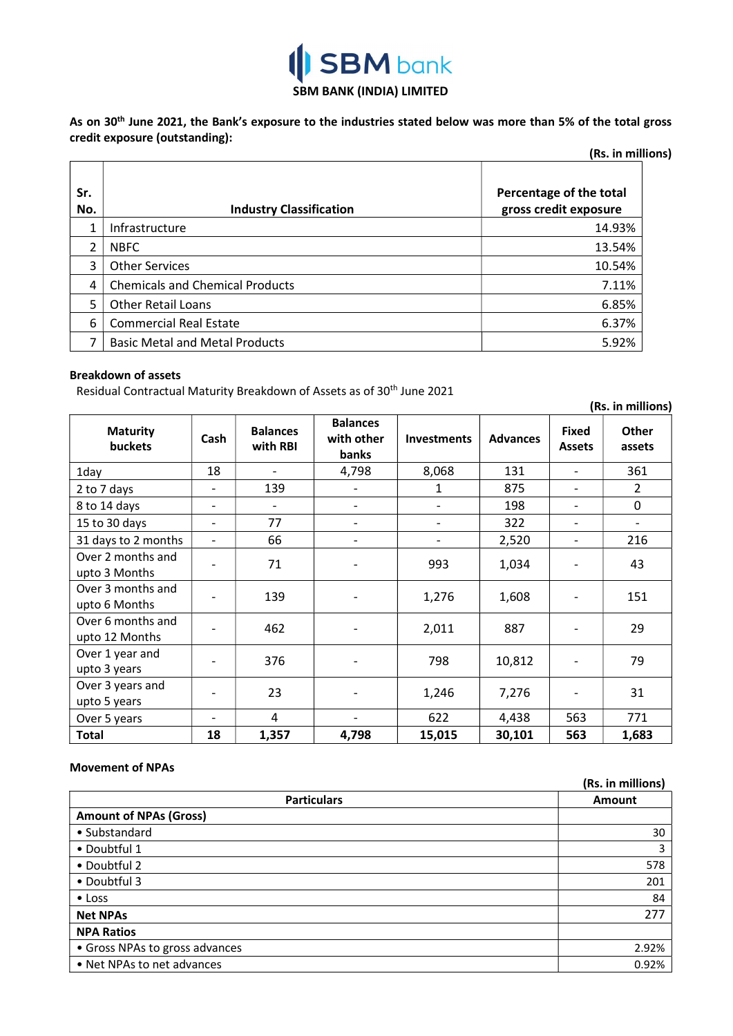**SBM BANK (INDIA) LIMITED**

**As on 30th June 2021, the Bank's exposure to the industries stated below was more than 5% of the total gross credit exposure (outstanding):**

**(Rs. in millions)**

| Sr. No. | Industry Classification | Percentage of the total gross credit exposure |
|---|---|---|
| 1 | Infrastructure | 14.93% |
| 2 | NBFC | 13.54% |
| 3 | Other Services | 10.54% |
| 4 | Chemicals and Chemical Products | 7.11% |
| 5 | Other Retail Loans | 6.85% |
| 6 | Commercial Real Estate | 6.37% |
| 7 | Basic Metal and Metal Products | 5.92% |

**Breakdown of assets**

Residual Contractual Maturity Breakdown of Assets as of 30th June 2021

**(Rs. in millions)**

| Maturity buckets | Cash | Balances with RBI | Balances with other banks | Investments | Advances | Fixed Assets | Other assets |
|---|---|---|---|---|---|---|---|
| 1day | 18 | - | 4,798 | 8,068 | 131 | - | 361 |
| 2 to 7 days | - | 139 | - | 1 | 875 | - | 2 |
| 8 to 14 days | - | - | - | - | 198 | - | 0 |
| 15 to 30 days | - | 77 | - | - | 322 | - | - |
| 31 days to 2 months | - | 66 | - | - | 2,520 | - | 216 |
| Over 2 months and upto 3 Months | - | 71 | - | 993 | 1,034 | - | 43 |
| Over 3 months and upto 6 Months | - | 139 | - | 1,276 | 1,608 | - | 151 |
| Over 6 months and upto 12 Months | - | 462 | - | 2,011 | 887 | - | 29 |
| Over 1 year and upto 3 years | - | 376 | - | 798 | 10,812 | - | 79 |
| Over 3 years and upto 5 years | - | 23 | - | 1,246 | 7,276 | - | 31 |
| Over 5 years | - | 4 | - | 622 | 4,438 | 563 | 771 |
| **Total** | **18** | **1,357** | **4,798** | **15,015** | **30,101** | **563** | **1,683** |

**Movement of NPAs**

**(Rs. in millions)**

| Particulars | Amount |
|---|---|
| **Amount of NPAs (Gross)** | |
| • Substandard | 30 |
| • Doubtful 1 | 3 |
| • Doubtful 2 | 578 |
| • Doubtful 3 | 201 |
| • Loss | 84 |
| **Net NPAs** | 277 |
| **NPA Ratios** | |
| • Gross NPAs to gross advances | 2.92% |
| • Net NPAs to net advances | 0.92% |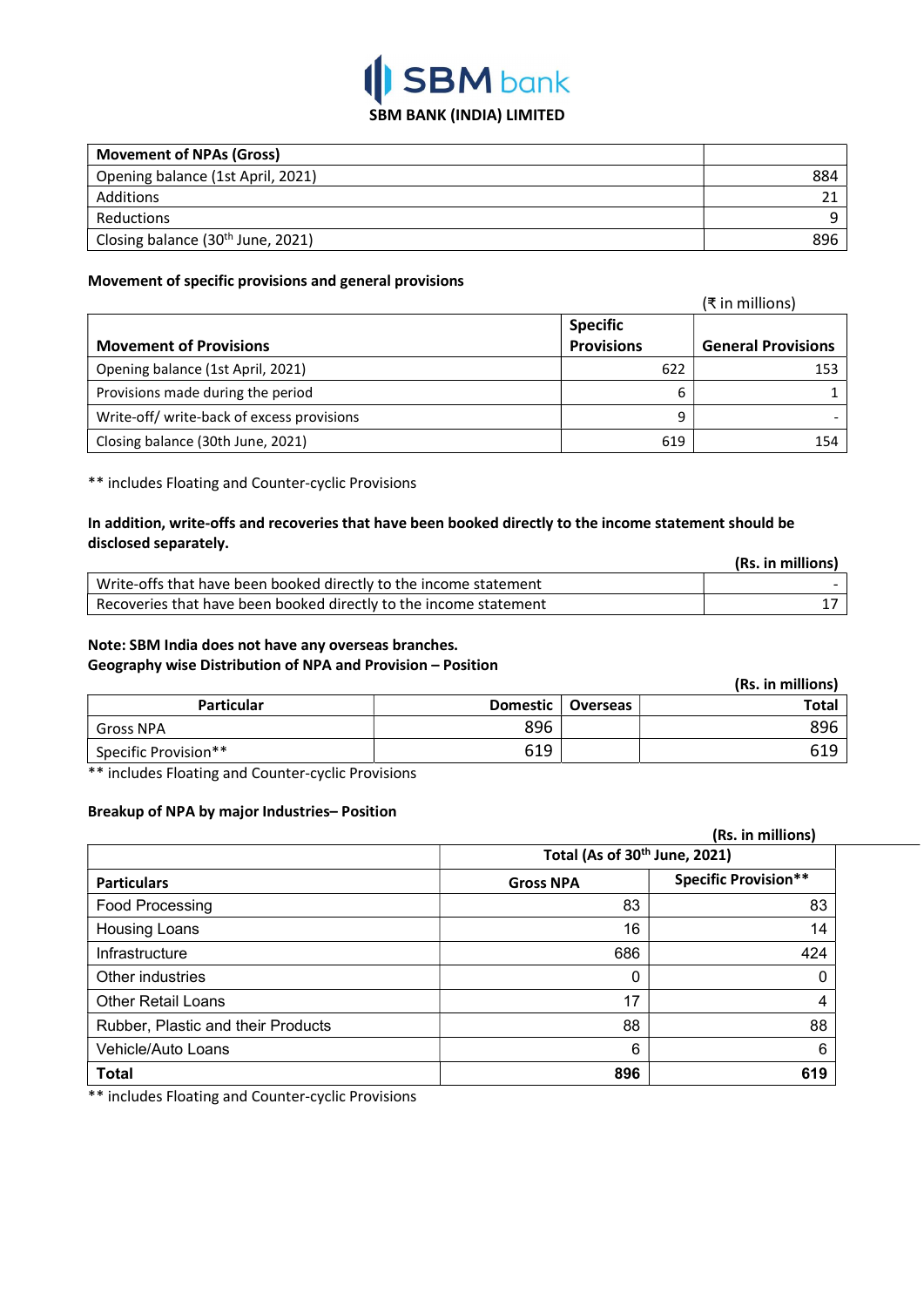# SBM bank

**SBM BANK (INDIA) LIMITED**

| **Movement of NPAs (Gross)** | |
|---|---|
| Opening balance (1st April, 2021) | 884 |
| Additions | 21 |
| Reductions | 9 |
| Closing balance (30th June, 2021) | 896 |

**Movement of specific provisions and general provisions**

(₹ in millions)

| **Movement of Provisions** | **Specific Provisions** | **General Provisions** |
|---|---|---|
| Opening balance (1st April, 2021) | 622 | 153 |
| Provisions made during the period | 6 | 1 |
| Write-off/ write-back of excess provisions | 9 | - |
| Closing balance (30th June, 2021) | 619 | 154 |

** includes Floating and Counter-cyclic Provisions

**In addition, write-offs and recoveries that have been booked directly to the income statement should be disclosed separately.**

**(Rs. in millions)**

| | |
|---|---|
| Write-offs that have been booked directly to the income statement | - |
| Recoveries that have been booked directly to the income statement | 17 |

**Note: SBM India does not have any overseas branches.**

**Geography wise Distribution of NPA and Provision – Position**

**(Rs. in millions)**

| **Particular** | **Domestic** | **Overseas** | **Total** |
|---|---|---|---|
| Gross NPA | 896 | | 896 |
| Specific Provision** | 619 | | 619 |

** includes Floating and Counter-cyclic Provisions

**Breakup of NPA by major Industries– Position**

**(Rs. in millions)**

| | **Total (As of 30th June, 2021)** | |
|---|---|---|
| **Particulars** | **Gross NPA** | **Specific Provision**** |
| Food Processing | 83 | 83 |
| Housing Loans | 16 | 14 |
| Infrastructure | 686 | 424 |
| Other industries | 0 | 0 |
| Other Retail Loans | 17 | 4 |
| Rubber, Plastic and their Products | 88 | 88 |
| Vehicle/Auto Loans | 6 | 6 |
| **Total** | **896** | **619** |

** includes Floating and Counter-cyclic Provisions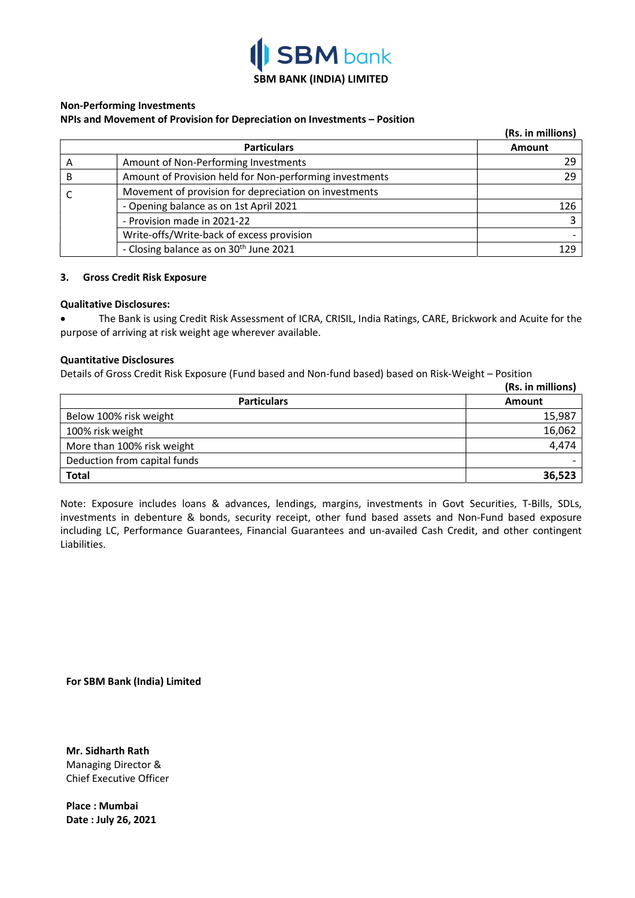SBM BANK (INDIA) LIMITED

**Non-Performing Investments**

**NPIs and Movement of Provision for Depreciation on Investments – Position**

**(Rs. in millions)**

| | Particulars | Amount |
|---|---|---|
| A | Amount of Non-Performing Investments | 29 |
| B | Amount of Provision held for Non-performing investments | 29 |
| C | Movement of provision for depreciation on investments | |
| | - Opening balance as on 1st April 2021 | 126 |
| | - Provision made in 2021-22 | 3 |
| | Write-offs/Write-back of excess provision | - |
| | - Closing balance as on 30th June 2021 | 129 |

### 3. Gross Credit Risk Exposure

**Qualitative Disclosures:**

- The Bank is using Credit Risk Assessment of ICRA, CRISIL, India Ratings, CARE, Brickwork and Acuite for the purpose of arriving at risk weight age wherever available.

**Quantitative Disclosures**

Details of Gross Credit Risk Exposure (Fund based and Non-fund based) based on Risk-Weight – Position

**(Rs. in millions)**

| Particulars | Amount |
|---|---|
| Below 100% risk weight | 15,987 |
| 100% risk weight | 16,062 |
| More than 100% risk weight | 4,474 |
| Deduction from capital funds | - |
| **Total** | **36,523** |

Note: Exposure includes loans & advances, lendings, margins, investments in Govt Securities, T-Bills, SDLs, investments in debenture & bonds, security receipt, other fund based assets and Non-Fund based exposure including LC, Performance Guarantees, Financial Guarantees and un-availed Cash Credit, and other contingent Liabilities.

**For SBM Bank (India) Limited**

**Mr. Sidharth Rath**
Managing Director &
Chief Executive Officer

**Place : Mumbai**
**Date : July 26, 2021**